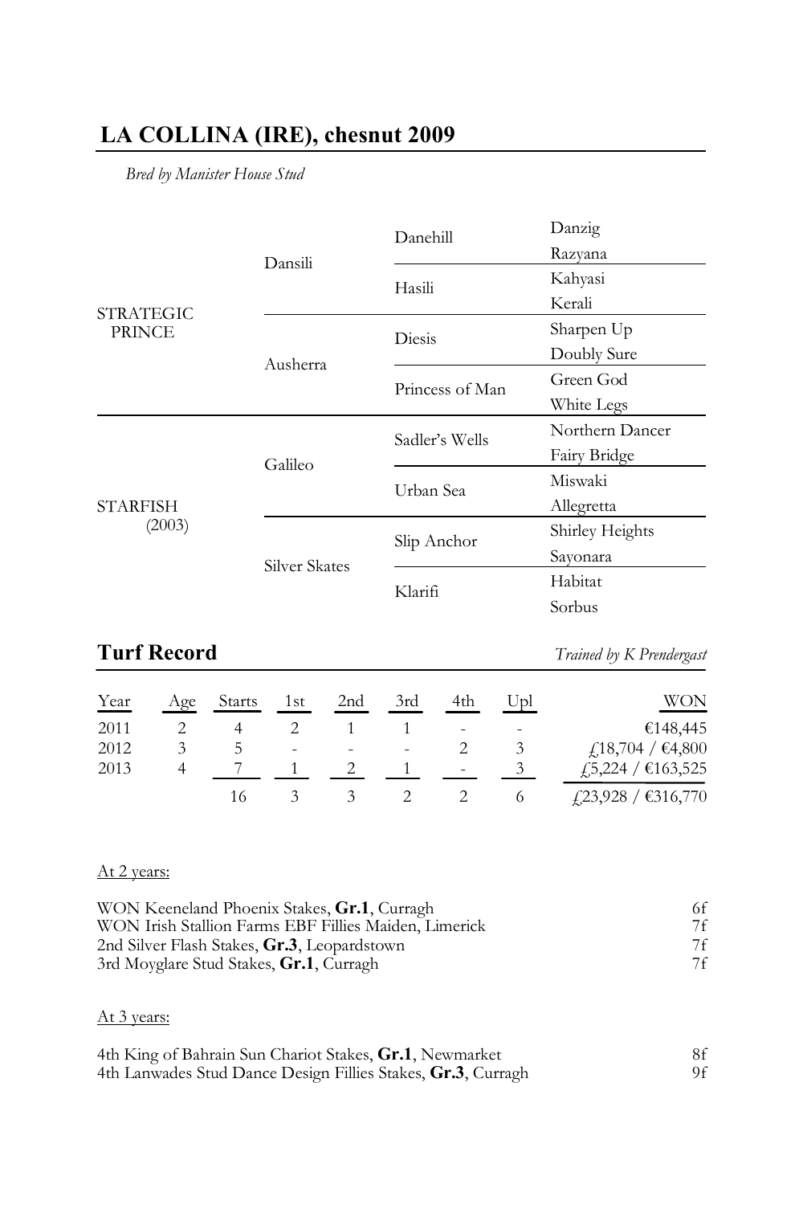## LA COLLINA (IRE), chesnut 2009

*Bred by Manister House Stud*

| | | | |
|---|---|---|---|
| STRATEGIC PRINCE | Dansili | Danehill | Danzig |
| | | | Razyana |
| | | Hasili | Kahyasi |
| | | | Kerali |
| | Ausherra | Diesis | Sharpen Up |
| | | | Doubly Sure |
| | | Princess of Man | Green God |
| | | | White Legs |
| STARFISH (2003) | Galileo | Sadler's Wells | Northern Dancer |
| | | | Fairy Bridge |
| | | Urban Sea | Miswaki |
| | | | Allegretta |
| | Silver Skates | Slip Anchor | Shirley Heights |
| | | | Sayonara |
| | | Klarifi | Habitat |
| | | | Sorbus |

## Turf Record

*Trained by K Prendergast*

| Year | Age | Starts | 1st | 2nd | 3rd | 4th | Upl | WON |
|---|---|---|---|---|---|---|---|---|
| 2011 | 2 | 4 | 2 | 1 | 1 | - | - | €148,445 |
| 2012 | 3 | 5 | - | - | - | 2 | 3 | £18,704 / €4,800 |
| 2013 | 4 | 7 | 1 | 2 | 1 | - | 3 | £5,224 / €163,525 |
| | | 16 | 3 | 3 | 2 | 2 | 6 | £23,928 / €316,770 |

At 2 years:

| | |
|---|---|
| WON Keeneland Phoenix Stakes, **Gr.1**, Curragh | 6f |
| WON Irish Stallion Farms EBF Fillies Maiden, Limerick | 7f |
| 2nd Silver Flash Stakes, **Gr.3**, Leopardstown | 7f |
| 3rd Moyglare Stud Stakes, **Gr.1**, Curragh | 7f |

At 3 years:

| | |
|---|---|
| 4th King of Bahrain Sun Chariot Stakes, **Gr.1**, Newmarket | 8f |
| 4th Lanwades Stud Dance Design Fillies Stakes, **Gr.3**, Curragh | 9f |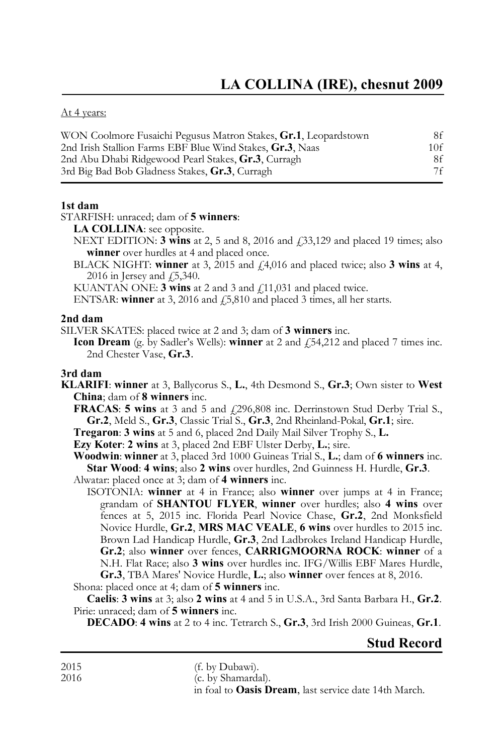# LA COLLINA (IRE), chesnut 2009

At 4 years:

| | |
|---|---|
| WON Coolmore Fusaichi Pegusus Matron Stakes, **Gr.1**, Leopardstown | 8f |
| 2nd Irish Stallion Farms EBF Blue Wind Stakes, **Gr.3**, Naas | 10f |
| 2nd Abu Dhabi Ridgewood Pearl Stakes, **Gr.3**, Curragh | 8f |
| 3rd Big Bad Bob Gladness Stakes, **Gr.3**, Curragh | 7f |

**1st dam**

STARFISH: unraced; dam of **5 winners**:

**LA COLLINA**: see opposite.

NEXT EDITION: **3 wins** at 2, 5 and 8, 2016 and £33,129 and placed 19 times; also **winner** over hurdles at 4 and placed once.

BLACK NIGHT: **winner** at 3, 2015 and £4,016 and placed twice; also **3 wins** at 4, 2016 in Jersey and £5,340.

KUANTAN ONE: **3 wins** at 2 and 3 and £11,031 and placed twice.

ENTSAR: **winner** at 3, 2016 and £5,810 and placed 3 times, all her starts.

**2nd dam**

SILVER SKATES: placed twice at 2 and 3; dam of **3 winners** inc.

**Icon Dream** (g. by Sadler's Wells): **winner** at 2 and £54,212 and placed 7 times inc. 2nd Chester Vase, **Gr.3**.

**3rd dam**

**KLARIFI**: **winner** at 3, Ballycorus S., **L.**, 4th Desmond S., **Gr.3**; Own sister to **West China**; dam of **8 winners** inc.

**FRACAS**: **5 wins** at 3 and 5 and £296,808 inc. Derrinstown Stud Derby Trial S., **Gr.2**, Meld S., **Gr.3**, Classic Trial S., **Gr.3**, 2nd Rheinland-Pokal, **Gr.1**; sire.

**Tregaron**: **3 wins** at 5 and 6, placed 2nd Daily Mail Silver Trophy S., **L.**

**Ezy Koter**: **2 wins** at 3, placed 2nd EBF Ulster Derby, **L.**; sire.

**Woodwin**: **winner** at 3, placed 3rd 1000 Guineas Trial S., **L.**; dam of **6 winners** inc.

**Star Wood**: **4 wins**; also **2 wins** over hurdles, 2nd Guinness H. Hurdle, **Gr.3**.

Alwatar: placed once at 3; dam of **4 winners** inc.

ISOTONIA: **winner** at 4 in France; also **winner** over jumps at 4 in France; grandam of **SHANTOU FLYER**, **winner** over hurdles; also **4 wins** over fences at 5, 2015 inc. Florida Pearl Novice Chase, **Gr.2**, 2nd Monksfield Novice Hurdle, **Gr.2**, **MRS MAC VEALE**, **6 wins** over hurdles to 2015 inc. Brown Lad Handicap Hurdle, **Gr.3**, 2nd Ladbrokes Ireland Handicap Hurdle, **Gr.2**; also **winner** over fences, **CARRIGMOORNA ROCK**: **winner** of a N.H. Flat Race; also **3 wins** over hurdles inc. IFG/Willis EBF Mares Hurdle, **Gr.3**, TBA Mares' Novice Hurdle, **L.**; also **winner** over fences at 8, 2016.

Shona: placed once at 4; dam of **5 winners** inc.

**Caelis**: **3 wins** at 3; also **2 wins** at 4 and 5 in U.S.A., 3rd Santa Barbara H., **Gr.2**.

Pirie: unraced; dam of **5 winners** inc.

**DECADO**: **4 wins** at 2 to 4 inc. Tetrarch S., **Gr.3**, 3rd Irish 2000 Guineas, **Gr.1**.

## Stud Record

| | |
|---|---|
| 2015 | (f. by Dubawi). |
| 2016 | (c. by Shamardal). |
| | in foal to **Oasis Dream**, last service date 14th March. |